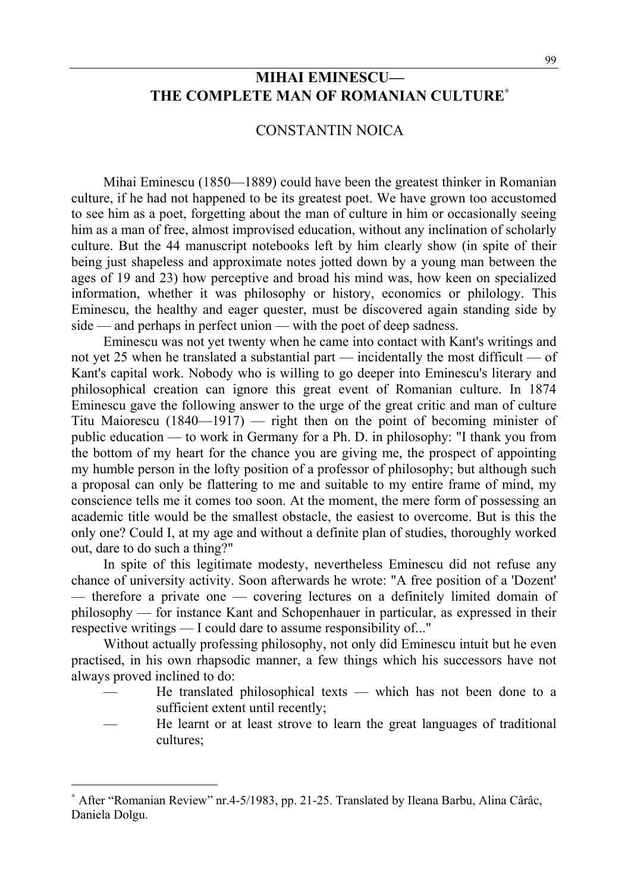# MIHAI EMINESCU— THE COMPLETE MAN OF ROMANIAN CULTURE[*]

CONSTANTIN NOICA

Mihai Eminescu (1850—1889) could have been the greatest thinker in Romanian culture, if he had not happened to be its greatest poet. We have grown too accustomed to see him as a poet, forgetting about the man of culture in him or occasionally seeing him as a man of free, almost improvised education, without any inclination of scholarly culture. But the 44 manuscript notebooks left by him clearly show (in spite of their being just shapeless and approximate notes jotted down by a young man between the ages of 19 and 23) how perceptive and broad his mind was, how keen on specialized information, whether it was philosophy or history, economics or philology. This Eminescu, the healthy and eager quester, must be discovered again standing side by side — and perhaps in perfect union — with the poet of deep sadness.

Eminescu was not yet twenty when he came into contact with Kant's writings and not yet 25 when he translated a substantial part — incidentally the most difficult — of Kant's capital work. Nobody who is willing to go deeper into Eminescu's literary and philosophical creation can ignore this great event of Romanian culture. In 1874 Eminescu gave the following answer to the urge of the great critic and man of culture Titu Maiorescu (1840—1917) — right then on the point of becoming minister of public education — to work in Germany for a Ph. D. in philosophy: "I thank you from the bottom of my heart for the chance you are giving me, the prospect of appointing my humble person in the lofty position of a professor of philosophy; but although such a proposal can only be flattering to me and suitable to my entire frame of mind, my conscience tells me it comes too soon. At the moment, the mere form of possessing an academic title would be the smallest obstacle, the easiest to overcome. But is this the only one? Could I, at my age and without a definite plan of studies, thoroughly worked out, dare to do such a thing?"

In spite of this legitimate modesty, nevertheless Eminescu did not refuse any chance of university activity. Soon afterwards he wrote: "A free position of a 'Dozent' — therefore a private one — covering lectures on a definitely limited domain of philosophy — for instance Kant and Schopenhauer in particular, as expressed in their respective writings — I could dare to assume responsibility of..."

Without actually professing philosophy, not only did Eminescu intuit but he even practised, in his own rhapsodic manner, a few things which his successors have not always proved inclined to do:

- He translated philosophical texts — which has not been done to a sufficient extent until recently;
- He learnt or at least strove to learn the great languages of traditional cultures;

[*] After "Romanian Review" nr.4-5/1983, pp. 21-25. Translated by Ileana Barbu, Alina Cârâc, Daniela Dolgu.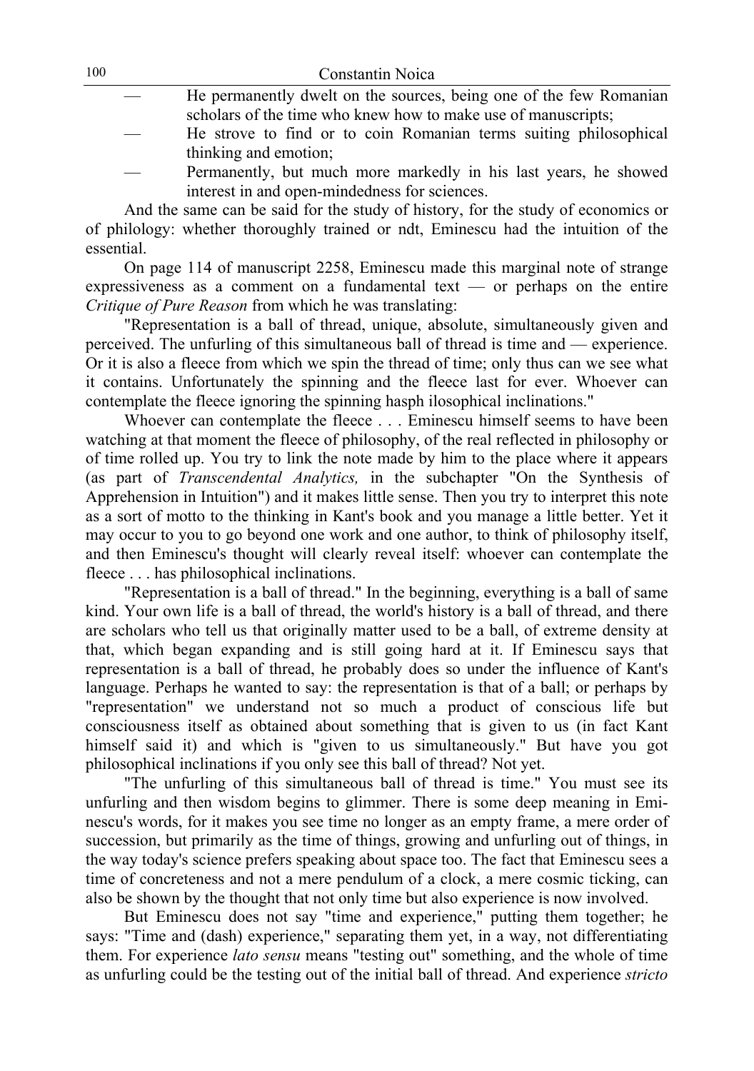- He permanently dwelt on the sources, being one of the few Romanian scholars of the time who knew how to make use of manuscripts;
- He strove to find or to coin Romanian terms suiting philosophical thinking and emotion;
- Permanently, but much more markedly in his last years, he showed interest in and open-mindedness for sciences.

And the same can be said for the study of history, for the study of economics or of philology: whether thoroughly trained or ndt, Eminescu had the intuition of the essential.

On page 114 of manuscript 2258, Eminescu made this marginal note of strange expressiveness as a comment on a fundamental text — or perhaps on the entire *Critique of Pure Reason* from which he was translating:

"Representation is a ball of thread, unique, absolute, simultaneously given and perceived. The unfurling of this simultaneous ball of thread is time and — experience. Or it is also a fleece from which we spin the thread of time; only thus can we see what it contains. Unfortunately the spinning and the fleece last for ever. Whoever can contemplate the fleece ignoring the spinning hasph ilosophical inclinations."

Whoever can contemplate the fleece . . . Eminescu himself seems to have been watching at that moment the fleece of philosophy, of the real reflected in philosophy or of time rolled up. You try to link the note made by him to the place where it appears (as part of *Transcendental Analytics,* in the subchapter "On the Synthesis of Apprehension in Intuition") and it makes little sense. Then you try to interpret this note as a sort of motto to the thinking in Kant's book and you manage a little better. Yet it may occur to you to go beyond one work and one author, to think of philosophy itself, and then Eminescu's thought will clearly reveal itself: whoever can contemplate the fleece . . . has philosophical inclinations.

"Representation is a ball of thread." In the beginning, everything is a ball of same kind. Your own life is a ball of thread, the world's history is a ball of thread, and there are scholars who tell us that originally matter used to be a ball, of extreme density at that, which began expanding and is still going hard at it. If Eminescu says that representation is a ball of thread, he probably does so under the influence of Kant's language. Perhaps he wanted to say: the representation is that of a ball; or perhaps by "representation" we understand not so much a product of conscious life but consciousness itself as obtained about something that is given to us (in fact Kant himself said it) and which is "given to us simultaneously." But have you got philosophical inclinations if you only see this ball of thread? Not yet.

"The unfurling of this simultaneous ball of thread is time." You must see its unfurling and then wisdom begins to glimmer. There is some deep meaning in Eminescu's words, for it makes you see time no longer as an empty frame, a mere order of succession, but primarily as the time of things, growing and unfurling out of things, in the way today's science prefers speaking about space too. The fact that Eminescu sees a time of concreteness and not a mere pendulum of a clock, a mere cosmic ticking, can also be shown by the thought that not only time but also experience is now involved.

But Eminescu does not say "time and experience," putting them together; he says: "Time and (dash) experience," separating them yet, in a way, not differentiating them. For experience *lato sensu* means "testing out" something, and the whole of time as unfurling could be the testing out of the initial ball of thread. And experience *stricto*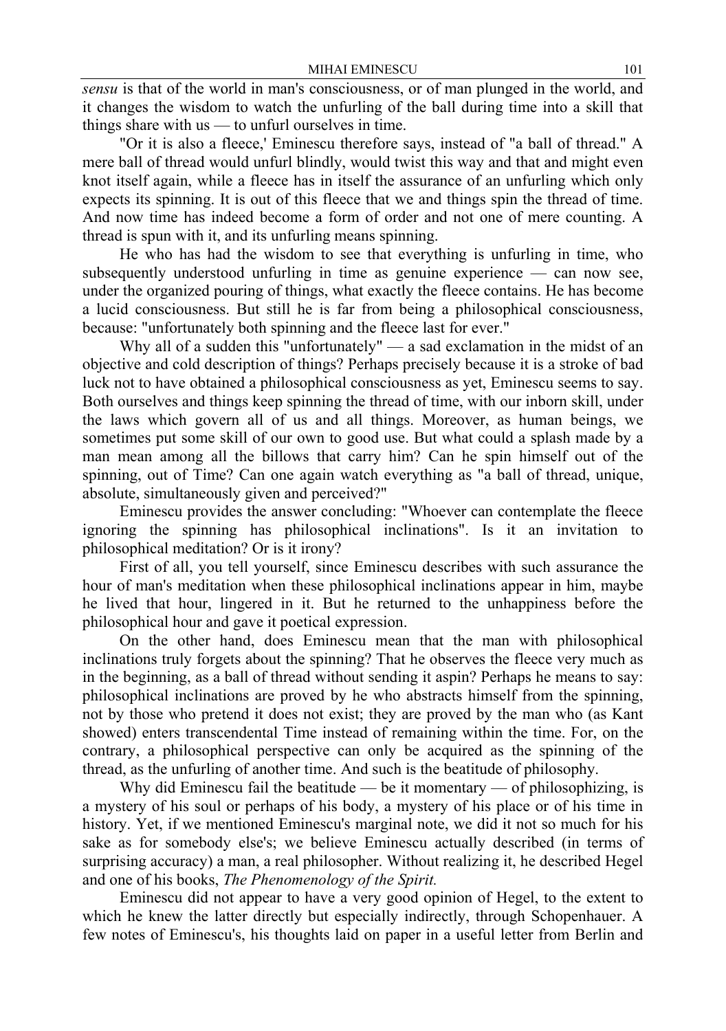*sensu* is that of the world in man's consciousness, or of man plunged in the world, and it changes the wisdom to watch the unfurling of the ball during time into a skill that things share with us — to unfurl ourselves in time.

"Or it is also a fleece,' Eminescu therefore says, instead of "a ball of thread." A mere ball of thread would unfurl blindly, would twist this way and that and might even knot itself again, while a fleece has in itself the assurance of an unfurling which only expects its spinning. It is out of this fleece that we and things spin the thread of time. And now time has indeed become a form of order and not one of mere counting. A thread is spun with it, and its unfurling means spinning.

He who has had the wisdom to see that everything is unfurling in time, who subsequently understood unfurling in time as genuine experience — can now see, under the organized pouring of things, what exactly the fleece contains. He has become a lucid consciousness. But still he is far from being a philosophical consciousness, because: "unfortunately both spinning and the fleece last for ever."

Why all of a sudden this "unfortunately" — a sad exclamation in the midst of an objective and cold description of things? Perhaps precisely because it is a stroke of bad luck not to have obtained a philosophical consciousness as yet, Eminescu seems to say. Both ourselves and things keep spinning the thread of time, with our inborn skill, under the laws which govern all of us and all things. Moreover, as human beings, we sometimes put some skill of our own to good use. But what could a splash made by a man mean among all the billows that carry him? Can he spin himself out of the spinning, out of Time? Can one again watch everything as "a ball of thread, unique, absolute, simultaneously given and perceived?"

Eminescu provides the answer concluding: "Whoever can contemplate the fleece ignoring the spinning has philosophical inclinations". Is it an invitation to philosophical meditation? Or is it irony?

First of all, you tell yourself, since Eminescu describes with such assurance the hour of man's meditation when these philosophical inclinations appear in him, maybe he lived that hour, lingered in it. But he returned to the unhappiness before the philosophical hour and gave it poetical expression.

On the other hand, does Eminescu mean that the man with philosophical inclinations truly forgets about the spinning? That he observes the fleece very much as in the beginning, as a ball of thread without sending it aspin? Perhaps he means to say: philosophical inclinations are proved by he who abstracts himself from the spinning, not by those who pretend it does not exist; they are proved by the man who (as Kant showed) enters transcendental Time instead of remaining within the time. For, on the contrary, a philosophical perspective can only be acquired as the spinning of the thread, as the unfurling of another time. And such is the beatitude of philosophy.

Why did Eminescu fail the beatitude — be it momentary — of philosophizing, is a mystery of his soul or perhaps of his body, a mystery of his place or of his time in history. Yet, if we mentioned Eminescu's marginal note, we did it not so much for his sake as for somebody else's; we believe Eminescu actually described (in terms of surprising accuracy) a man, a real philosopher. Without realizing it, he described Hegel and one of his books, *The Phenomenology of the Spirit.*

Eminescu did not appear to have a very good opinion of Hegel, to the extent to which he knew the latter directly but especially indirectly, through Schopenhauer. A few notes of Eminescu's, his thoughts laid on paper in a useful letter from Berlin and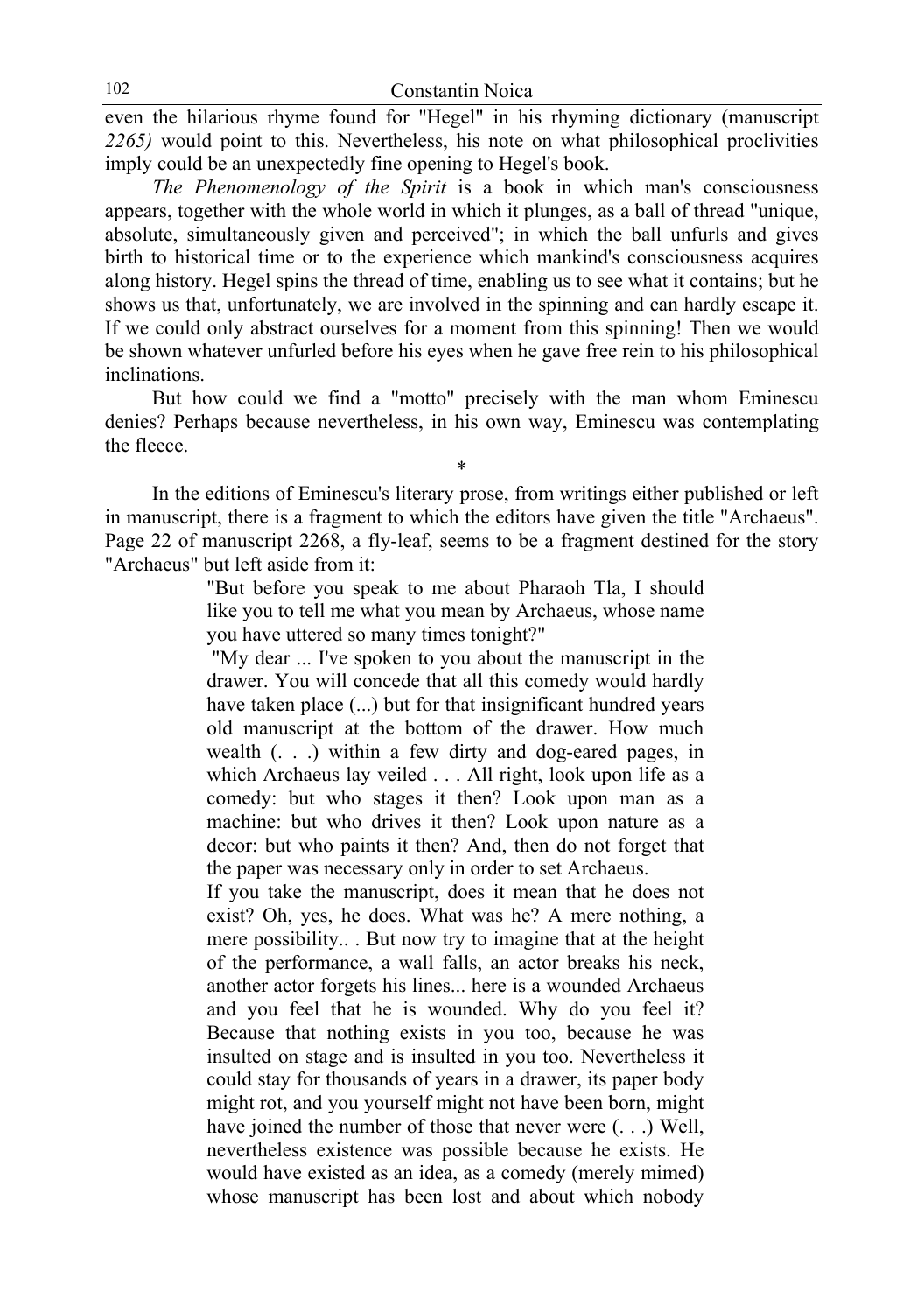even the hilarious rhyme found for "Hegel" in his rhyming dictionary (manuscript *2265)* would point to this. Nevertheless, his note on what philosophical proclivities imply could be an unexpectedly fine opening to Hegel's book.

*The Phenomenology of the Spirit* is a book in which man's consciousness appears, together with the whole world in which it plunges, as a ball of thread "unique, absolute, simultaneously given and perceived"; in which the ball unfurls and gives birth to historical time or to the experience which mankind's consciousness acquires along history. Hegel spins the thread of time, enabling us to see what it contains; but he shows us that, unfortunately, we are involved in the spinning and can hardly escape it. If we could only abstract ourselves for a moment from this spinning! Then we would be shown whatever unfurled before his eyes when he gave free rein to his philosophical inclinations.

But how could we find a "motto" precisely with the man whom Eminescu denies? Perhaps because nevertheless, in his own way, Eminescu was contemplating the fleece.

\*

In the editions of Eminescu's literary prose, from writings either published or left in manuscript, there is a fragment to which the editors have given the title "Archaeus". Page 22 of manuscript 2268, a fly-leaf, seems to be a fragment destined for the story "Archaeus" but left aside from it:

> "But before you speak to me about Pharaoh Tla, I should like you to tell me what you mean by Archaeus, whose name you have uttered so many times tonight?"
>
> "My dear ... I've spoken to you about the manuscript in the drawer. You will concede that all this comedy would hardly have taken place (...) but for that insignificant hundred years old manuscript at the bottom of the drawer. How much wealth (. . .) within a few dirty and dog-eared pages, in which Archaeus lay veiled . . . All right, look upon life as a comedy: but who stages it then? Look upon man as a machine: but who drives it then? Look upon nature as a decor: but who paints it then? And, then do not forget that the paper was necessary only in order to set Archaeus.
>
> If you take the manuscript, does it mean that he does not exist? Oh, yes, he does. What was he? A mere nothing, a mere possibility.. . But now try to imagine that at the height of the performance, a wall falls, an actor breaks his neck, another actor forgets his lines... here is a wounded Archaeus and you feel that he is wounded. Why do you feel it? Because that nothing exists in you too, because he was insulted on stage and is insulted in you too. Nevertheless it could stay for thousands of years in a drawer, its paper body might rot, and you yourself might not have been born, might have joined the number of those that never were (. . .) Well, nevertheless existence was possible because he exists. He would have existed as an idea, as a comedy (merely mimed) whose manuscript has been lost and about which nobody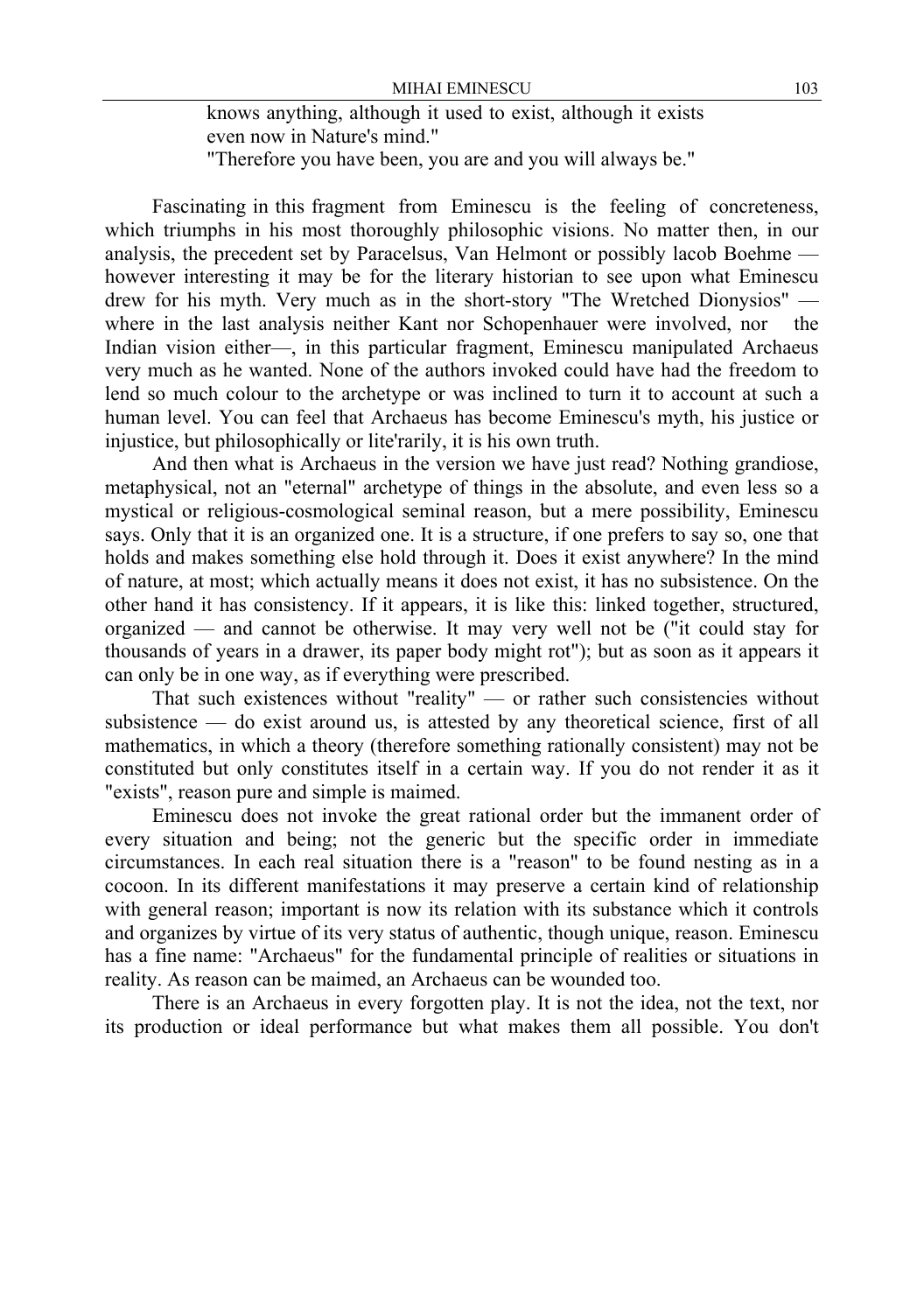knows anything, although it used to exist, although it exists even now in Nature's mind."

"Therefore you have been, you are and you will always be."

Fascinating in this fragment from Eminescu is the feeling of concreteness, which triumphs in his most thoroughly philosophic visions. No matter then, in our analysis, the precedent set by Paracelsus, Van Helmont or possibly lacob Boehme — however interesting it may be for the literary historian to see upon what Eminescu drew for his myth. Very much as in the short-story "The Wretched Dionysios" — where in the last analysis neither Kant nor Schopenhauer were involved, nor the Indian vision either—, in this particular fragment, Eminescu manipulated Archaeus very much as he wanted. None of the authors invoked could have had the freedom to lend so much colour to the archetype or was inclined to turn it to account at such a human level. You can feel that Archaeus has become Eminescu's myth, his justice or injustice, but philosophically or lite'rarily, it is his own truth.

And then what is Archaeus in the version we have just read? Nothing grandiose, metaphysical, not an "eternal" archetype of things in the absolute, and even less so a mystical or religious-cosmological seminal reason, but a mere possibility, Eminescu says. Only that it is an organized one. It is a structure, if one prefers to say so, one that holds and makes something else hold through it. Does it exist anywhere? In the mind of nature, at most; which actually means it does not exist, it has no subsistence. On the other hand it has consistency. If it appears, it is like this: linked together, structured, organized — and cannot be otherwise. It may very well not be ("it could stay for thousands of years in a drawer, its paper body might rot"); but as soon as it appears it can only be in one way, as if everything were prescribed.

That such existences without "reality" — or rather such consistencies without subsistence — do exist around us, is attested by any theoretical science, first of all mathematics, in which a theory (therefore something rationally consistent) may not be constituted but only constitutes itself in a certain way. If you do not render it as it "exists", reason pure and simple is maimed.

Eminescu does not invoke the great rational order but the immanent order of every situation and being; not the generic but the specific order in immediate circumstances. In each real situation there is a "reason" to be found nesting as in a cocoon. In its different manifestations it may preserve a certain kind of relationship with general reason; important is now its relation with its substance which it controls and organizes by virtue of its very status of authentic, though unique, reason. Eminescu has a fine name: "Archaeus" for the fundamental principle of realities or situations in reality. As reason can be maimed, an Archaeus can be wounded too.

There is an Archaeus in every forgotten play. It is not the idea, not the text, nor its production or ideal performance but what makes them all possible. You don't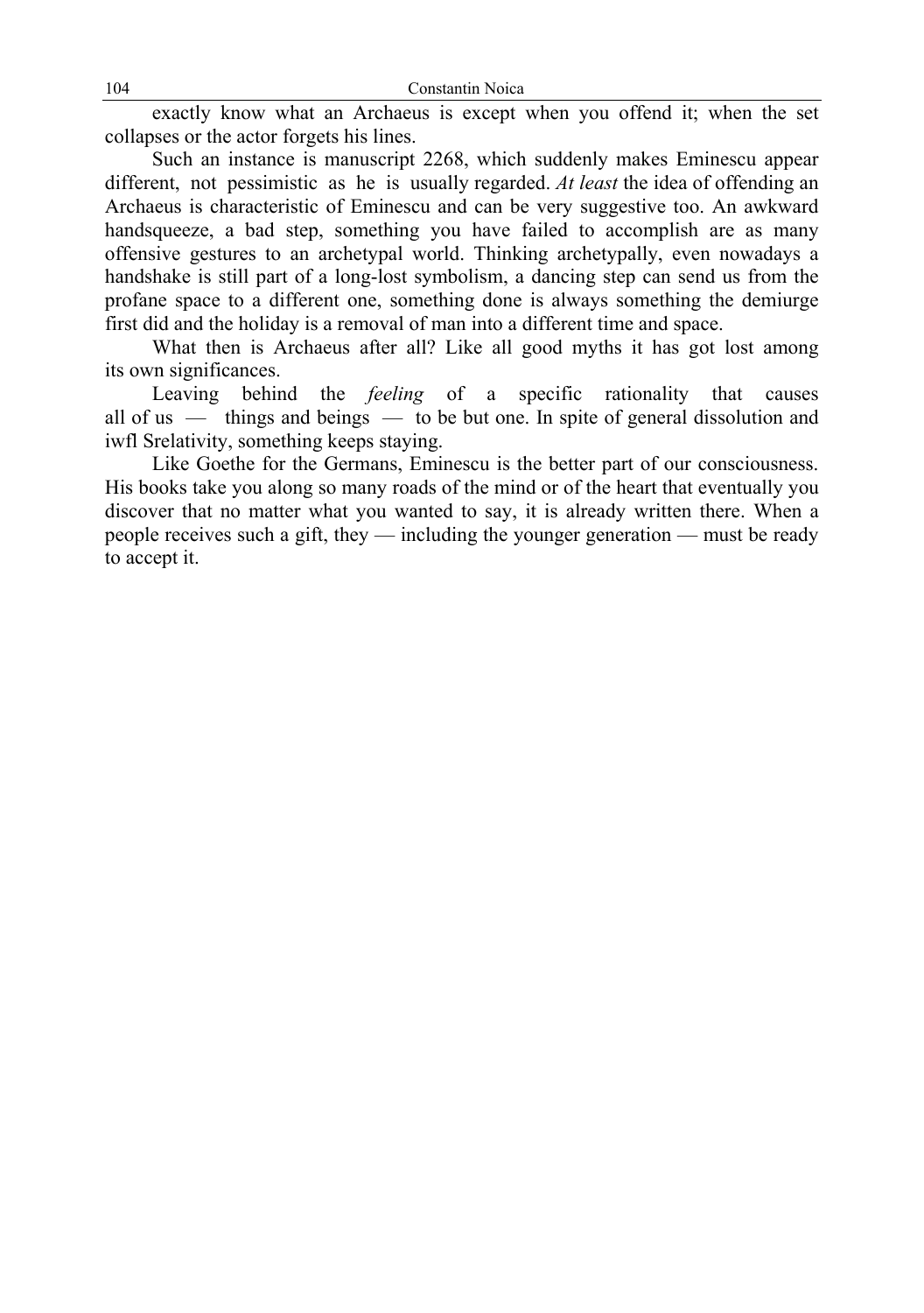exactly know what an Archaeus is except when you offend it; when the set collapses or the actor forgets his lines.

Such an instance is manuscript 2268, which suddenly makes Eminescu appear different, not pessimistic as he is usually regarded. *At least* the idea of offending an Archaeus is characteristic of Eminescu and can be very suggestive too. An awkward handsqueeze, a bad step, something you have failed to accomplish are as many offensive gestures to an archetypal world. Thinking archetypally, even nowadays a handshake is still part of a long-lost symbolism, a dancing step can send us from the profane space to a different one, something done is always something the demiurge first did and the holiday is a removal of man into a different time and space.

What then is Archaeus after all? Like all good myths it has got lost among its own significances.

Leaving behind the *feeling* of a specific rationality that causes all of us — things and beings — to be but one. In spite of general dissolution and iwfl Srelativity, something keeps staying.

Like Goethe for the Germans, Eminescu is the better part of our consciousness. His books take you along so many roads of the mind or of the heart that eventually you discover that no matter what you wanted to say, it is already written there. When a people receives such a gift, they — including the younger generation — must be ready to accept it.